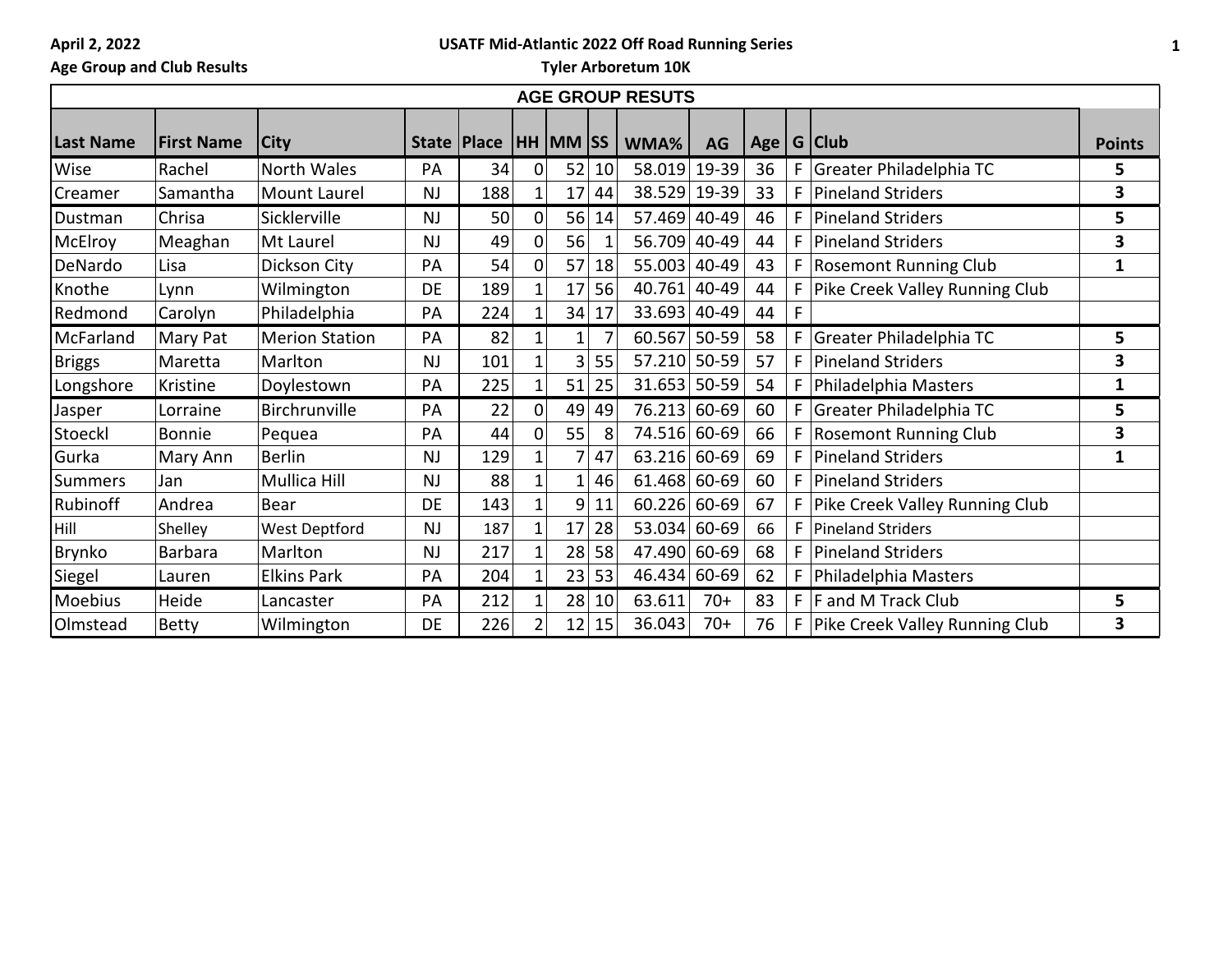April 2, 2022

Age Group and Club Results

**USATF Mid-Atlantic 2022 Off Road Running Series**

**Tyler Arboretum 10K**

## AGE GROUP RESUTS

| Last Name | First Name | City | State | Place | HH | MM | SS | WMA% | AG | Age | G | Club | Points |
|---|---|---|---|---|---|---|---|---|---|---|---|---|---|
| Wise | Rachel | North Wales | PA | 34 | 0 | 52 | 10 | 58.019 | 19-39 | 36 | F | Greater Philadelphia TC | 5 |
| Creamer | Samantha | Mount Laurel | NJ | 188 | 1 | 17 | 44 | 38.529 | 19-39 | 33 | F | Pineland Striders | 3 |
| Dustman | Chrisa | Sicklerville | NJ | 50 | 0 | 56 | 14 | 57.469 | 40-49 | 46 | F | Pineland Striders | 5 |
| McElroy | Meaghan | Mt Laurel | NJ | 49 | 0 | 56 | 1 | 56.709 | 40-49 | 44 | F | Pineland Striders | 3 |
| DeNardo | Lisa | Dickson City | PA | 54 | 0 | 57 | 18 | 55.003 | 40-49 | 43 | F | Rosemont Running Club | 1 |
| Knothe | Lynn | Wilmington | DE | 189 | 1 | 17 | 56 | 40.761 | 40-49 | 44 | F | Pike Creek Valley Running Club | |
| Redmond | Carolyn | Philadelphia | PA | 224 | 1 | 34 | 17 | 33.693 | 40-49 | 44 | F | | |
| McFarland | Mary Pat | Merion Station | PA | 82 | 1 | 1 | 7 | 60.567 | 50-59 | 58 | F | Greater Philadelphia TC | 5 |
| Briggs | Maretta | Marlton | NJ | 101 | 1 | 3 | 55 | 57.210 | 50-59 | 57 | F | Pineland Striders | 3 |
| Longshore | Kristine | Doylestown | PA | 225 | 1 | 51 | 25 | 31.653 | 50-59 | 54 | F | Philadelphia Masters | 1 |
| Jasper | Lorraine | Birchrunville | PA | 22 | 0 | 49 | 49 | 76.213 | 60-69 | 60 | F | Greater Philadelphia TC | 5 |
| Stoeckl | Bonnie | Pequea | PA | 44 | 0 | 55 | 8 | 74.516 | 60-69 | 66 | F | Rosemont Running Club | 3 |
| Gurka | Mary Ann | Berlin | NJ | 129 | 1 | 7 | 47 | 63.216 | 60-69 | 69 | F | Pineland Striders | 1 |
| Summers | Jan | Mullica Hill | NJ | 88 | 1 | 1 | 46 | 61.468 | 60-69 | 60 | F | Pineland Striders | |
| Rubinoff | Andrea | Bear | DE | 143 | 1 | 9 | 11 | 60.226 | 60-69 | 67 | F | Pike Creek Valley Running Club | |
| Hill | Shelley | West Deptford | NJ | 187 | 1 | 17 | 28 | 53.034 | 60-69 | 66 | F | Pineland Striders | |
| Brynko | Barbara | Marlton | NJ | 217 | 1 | 28 | 58 | 47.490 | 60-69 | 68 | F | Pineland Striders | |
| Siegel | Lauren | Elkins Park | PA | 204 | 1 | 23 | 53 | 46.434 | 60-69 | 62 | F | Philadelphia Masters | |
| Moebius | Heide | Lancaster | PA | 212 | 1 | 28 | 10 | 63.611 | 70+ | 83 | F | F and M Track Club | 5 |
| Olmstead | Betty | Wilmington | DE | 226 | 2 | 12 | 15 | 36.043 | 70+ | 76 | F | Pike Creek Valley Running Club | 3 |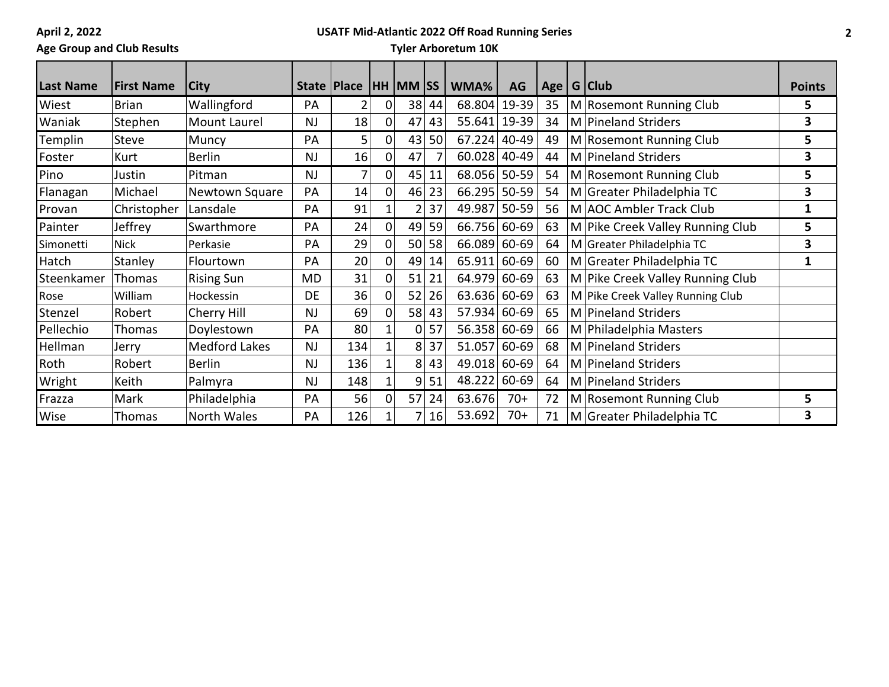April 2, 2022

**USATF Mid-Atlantic 2022 Off Road Running Series**

Age Group and Club Results

**Tyler Arboretum 10K**

| Last Name | First Name | City | State | Place | HH | MM | SS | WMA% | AG | Age | G | Club | Points |
|---|---|---|---|---|---|---|---|---|---|---|---|---|---|
| Wiest | Brian | Wallingford | PA | 2 | 0 | 38 | 44 | 68.804 | 19-39 | 35 | M | Rosemont Running Club | 5 |
| Waniak | Stephen | Mount Laurel | NJ | 18 | 0 | 47 | 43 | 55.641 | 19-39 | 34 | M | Pineland Striders | 3 |
| Templin | Steve | Muncy | PA | 5 | 0 | 43 | 50 | 67.224 | 40-49 | 49 | M | Rosemont Running Club | 5 |
| Foster | Kurt | Berlin | NJ | 16 | 0 | 47 | 7 | 60.028 | 40-49 | 44 | M | Pineland Striders | 3 |
| Pino | Justin | Pitman | NJ | 7 | 0 | 45 | 11 | 68.056 | 50-59 | 54 | M | Rosemont Running Club | 5 |
| Flanagan | Michael | Newtown Square | PA | 14 | 0 | 46 | 23 | 66.295 | 50-59 | 54 | M | Greater Philadelphia TC | 3 |
| Provan | Christopher | Lansdale | PA | 91 | 1 | 2 | 37 | 49.987 | 50-59 | 56 | M | AOC Ambler Track Club | 1 |
| Painter | Jeffrey | Swarthmore | PA | 24 | 0 | 49 | 59 | 66.756 | 60-69 | 63 | M | Pike Creek Valley Running Club | 5 |
| Simonetti | Nick | Perkasie | PA | 29 | 0 | 50 | 58 | 66.089 | 60-69 | 64 | M | Greater Philadelphia TC | 3 |
| Hatch | Stanley | Flourtown | PA | 20 | 0 | 49 | 14 | 65.911 | 60-69 | 60 | M | Greater Philadelphia TC | 1 |
| Steenkamer | Thomas | Rising Sun | MD | 31 | 0 | 51 | 21 | 64.979 | 60-69 | 63 | M | Pike Creek Valley Running Club | |
| Rose | William | Hockessin | DE | 36 | 0 | 52 | 26 | 63.636 | 60-69 | 63 | M | Pike Creek Valley Running Club | |
| Stenzel | Robert | Cherry Hill | NJ | 69 | 0 | 58 | 43 | 57.934 | 60-69 | 65 | M | Pineland Striders | |
| Pellechio | Thomas | Doylestown | PA | 80 | 1 | 0 | 57 | 56.358 | 60-69 | 66 | M | Philadelphia Masters | |
| Hellman | Jerry | Medford Lakes | NJ | 134 | 1 | 8 | 37 | 51.057 | 60-69 | 68 | M | Pineland Striders | |
| Roth | Robert | Berlin | NJ | 136 | 1 | 8 | 43 | 49.018 | 60-69 | 64 | M | Pineland Striders | |
| Wright | Keith | Palmyra | NJ | 148 | 1 | 9 | 51 | 48.222 | 60-69 | 64 | M | Pineland Striders | |
| Frazza | Mark | Philadelphia | PA | 56 | 0 | 57 | 24 | 63.676 | 70+ | 72 | M | Rosemont Running Club | 5 |
| Wise | Thomas | North Wales | PA | 126 | 1 | 7 | 16 | 53.692 | 70+ | 71 | M | Greater Philadelphia TC | 3 |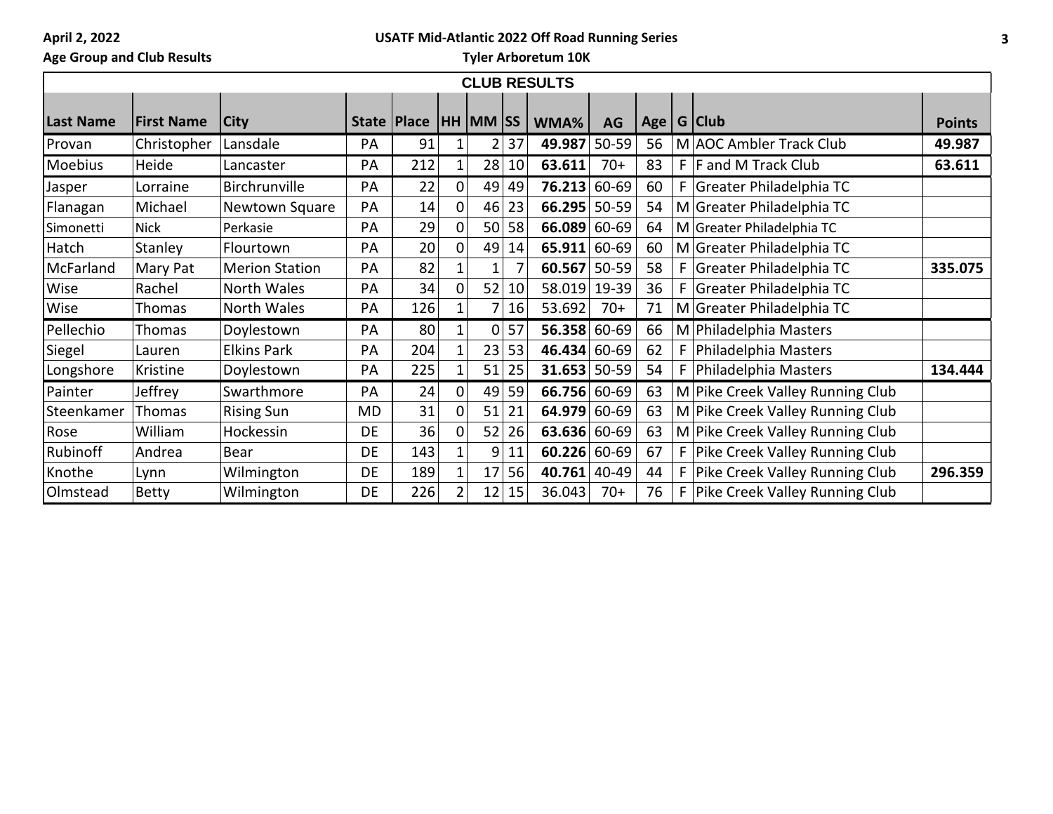April 2, 2022

Age Group and Club Results

USATF Mid-Atlantic 2022 Off Road Running Series

Tyler Arboretum 10K

| CLUB RESULTS | | | | | | | | | | | | | |
|---|---|---|---|---|---|---|---|---|---|---|---|---|---|
| **Last Name** | **First Name** | **City** | **State** | **Place** | **HH** | **MM** | **SS** | **WMA%** | **AG** | **Age** | **G** | **Club** | **Points** |
| Provan | Christopher | Lansdale | PA | 91 | 1 | 2 | 37 | **49.987** | 50-59 | 56 | M | AOC Ambler Track Club | **49.987** |
| Moebius | Heide | Lancaster | PA | 212 | 1 | 28 | 10 | **63.611** | 70+ | 83 | F | F and M Track Club | **63.611** |
| Jasper | Lorraine | Birchrunville | PA | 22 | 0 | 49 | 49 | **76.213** | 60-69 | 60 | F | Greater Philadelphia TC | |
| Flanagan | Michael | Newtown Square | PA | 14 | 0 | 46 | 23 | **66.295** | 50-59 | 54 | M | Greater Philadelphia TC | |
| Simonetti | Nick | Perkasie | PA | 29 | 0 | 50 | 58 | **66.089** | 60-69 | 64 | M | Greater Philadelphia TC | |
| Hatch | Stanley | Flourtown | PA | 20 | 0 | 49 | 14 | **65.911** | 60-69 | 60 | M | Greater Philadelphia TC | |
| McFarland | Mary Pat | Merion Station | PA | 82 | 1 | 1 | 7 | **60.567** | 50-59 | 58 | F | Greater Philadelphia TC | **335.075** |
| Wise | Rachel | North Wales | PA | 34 | 0 | 52 | 10 | 58.019 | 19-39 | 36 | F | Greater Philadelphia TC | |
| Wise | Thomas | North Wales | PA | 126 | 1 | 7 | 16 | 53.692 | 70+ | 71 | M | Greater Philadelphia TC | |
| Pellechio | Thomas | Doylestown | PA | 80 | 1 | 0 | 57 | **56.358** | 60-69 | 66 | M | Philadelphia Masters | |
| Siegel | Lauren | Elkins Park | PA | 204 | 1 | 23 | 53 | **46.434** | 60-69 | 62 | F | Philadelphia Masters | |
| Longshore | Kristine | Doylestown | PA | 225 | 1 | 51 | 25 | **31.653** | 50-59 | 54 | F | Philadelphia Masters | **134.444** |
| Painter | Jeffrey | Swarthmore | PA | 24 | 0 | 49 | 59 | **66.756** | 60-69 | 63 | M | Pike Creek Valley Running Club | |
| Steenkamer | Thomas | Rising Sun | MD | 31 | 0 | 51 | 21 | **64.979** | 60-69 | 63 | M | Pike Creek Valley Running Club | |
| Rose | William | Hockessin | DE | 36 | 0 | 52 | 26 | **63.636** | 60-69 | 63 | M | Pike Creek Valley Running Club | |
| Rubinoff | Andrea | Bear | DE | 143 | 1 | 9 | 11 | **60.226** | 60-69 | 67 | F | Pike Creek Valley Running Club | |
| Knothe | Lynn | Wilmington | DE | 189 | 1 | 17 | 56 | **40.761** | 40-49 | 44 | F | Pike Creek Valley Running Club | **296.359** |
| Olmstead | Betty | Wilmington | DE | 226 | 2 | 12 | 15 | 36.043 | 70+ | 76 | F | Pike Creek Valley Running Club | |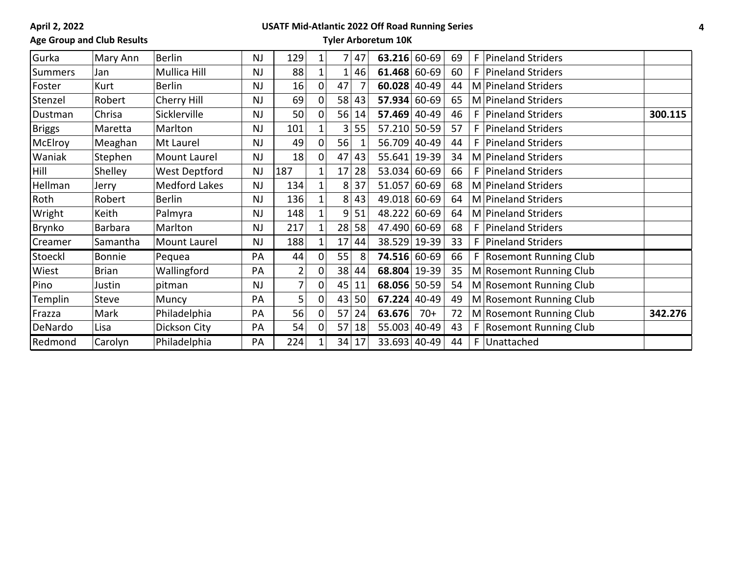April 2, 2022

**USATF Mid-Atlantic 2022 Off Road Running Series**

**Age Group and Club Results**

**Tyler Arboretum 10K**

| | | | | | | | | | | | | | |
|---|---|---|---|---|---|---|---|---|---|---|---|---|---|
| Gurka | Mary Ann | Berlin | NJ | 129 | 1 | 7 | 47 | **63.216** | 60-69 | 69 | F | Pineland Striders | |
| Summers | Jan | Mullica Hill | NJ | 88 | 1 | 1 | 46 | **61.468** | 60-69 | 60 | F | Pineland Striders | |
| Foster | Kurt | Berlin | NJ | 16 | 0 | 47 | 7 | **60.028** | 40-49 | 44 | M | Pineland Striders | |
| Stenzel | Robert | Cherry Hill | NJ | 69 | 0 | 58 | 43 | **57.934** | 60-69 | 65 | M | Pineland Striders | |
| Dustman | Chrisa | Sicklerville | NJ | 50 | 0 | 56 | 14 | **57.469** | 40-49 | 46 | F | Pineland Striders | **300.115** |
| Briggs | Maretta | Marlton | NJ | 101 | 1 | 3 | 55 | 57.210 | 50-59 | 57 | F | Pineland Striders | |
| McElroy | Meaghan | Mt Laurel | NJ | 49 | 0 | 56 | 1 | 56.709 | 40-49 | 44 | F | Pineland Striders | |
| Waniak | Stephen | Mount Laurel | NJ | 18 | 0 | 47 | 43 | 55.641 | 19-39 | 34 | M | Pineland Striders | |
| Hill | Shelley | West Deptford | NJ | 187 | 1 | 17 | 28 | 53.034 | 60-69 | 66 | F | Pineland Striders | |
| Hellman | Jerry | Medford Lakes | NJ | 134 | 1 | 8 | 37 | 51.057 | 60-69 | 68 | M | Pineland Striders | |
| Roth | Robert | Berlin | NJ | 136 | 1 | 8 | 43 | 49.018 | 60-69 | 64 | M | Pineland Striders | |
| Wright | Keith | Palmyra | NJ | 148 | 1 | 9 | 51 | 48.222 | 60-69 | 64 | M | Pineland Striders | |
| Brynko | Barbara | Marlton | NJ | 217 | 1 | 28 | 58 | 47.490 | 60-69 | 68 | F | Pineland Striders | |
| Creamer | Samantha | Mount Laurel | NJ | 188 | 1 | 17 | 44 | 38.529 | 19-39 | 33 | F | Pineland Striders | |
| Stoeckl | Bonnie | Pequea | PA | 44 | 0 | 55 | 8 | **74.516** | 60-69 | 66 | F | Rosemont Running Club | |
| Wiest | Brian | Wallingford | PA | 2 | 0 | 38 | 44 | **68.804** | 19-39 | 35 | M | Rosemont Running Club | |
| Pino | Justin | pitman | NJ | 7 | 0 | 45 | 11 | **68.056** | 50-59 | 54 | M | Rosemont Running Club | |
| Templin | Steve | Muncy | PA | 5 | 0 | 43 | 50 | **67.224** | 40-49 | 49 | M | Rosemont Running Club | |
| Frazza | Mark | Philadelphia | PA | 56 | 0 | 57 | 24 | **63.676** | 70+ | 72 | M | Rosemont Running Club | **342.276** |
| DeNardo | Lisa | Dickson City | PA | 54 | 0 | 57 | 18 | 55.003 | 40-49 | 43 | F | Rosemont Running Club | |
| Redmond | Carolyn | Philadelphia | PA | 224 | 1 | 34 | 17 | 33.693 | 40-49 | 44 | F | Unattached | |